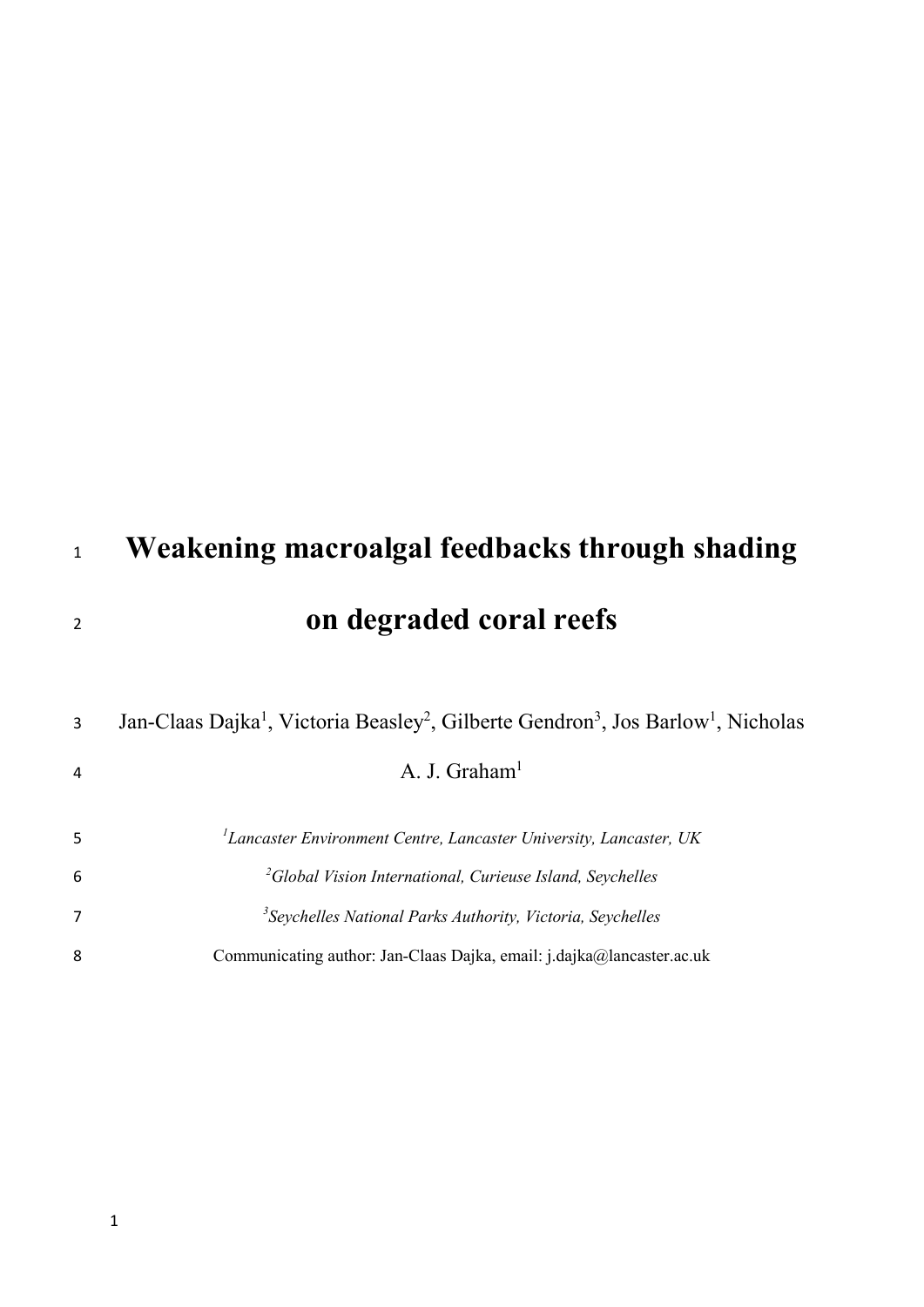# Weakening macroalgal feedbacks through shading on degraded coral reefs

Jan-Claas Dajka[1], Victoria Beasley[2], Gilberte Gendron[3], Jos Barlow[1], Nicholas A. J. Graham[1]

[1]*Lancaster Environment Centre, Lancaster University, Lancaster, UK*

[2]*Global Vision International, Curieuse Island, Seychelles*

[3]*Seychelles National Parks Authority, Victoria, Seychelles*

Communicating author: Jan-Claas Dajka, email: j.dajka@lancaster.ac.uk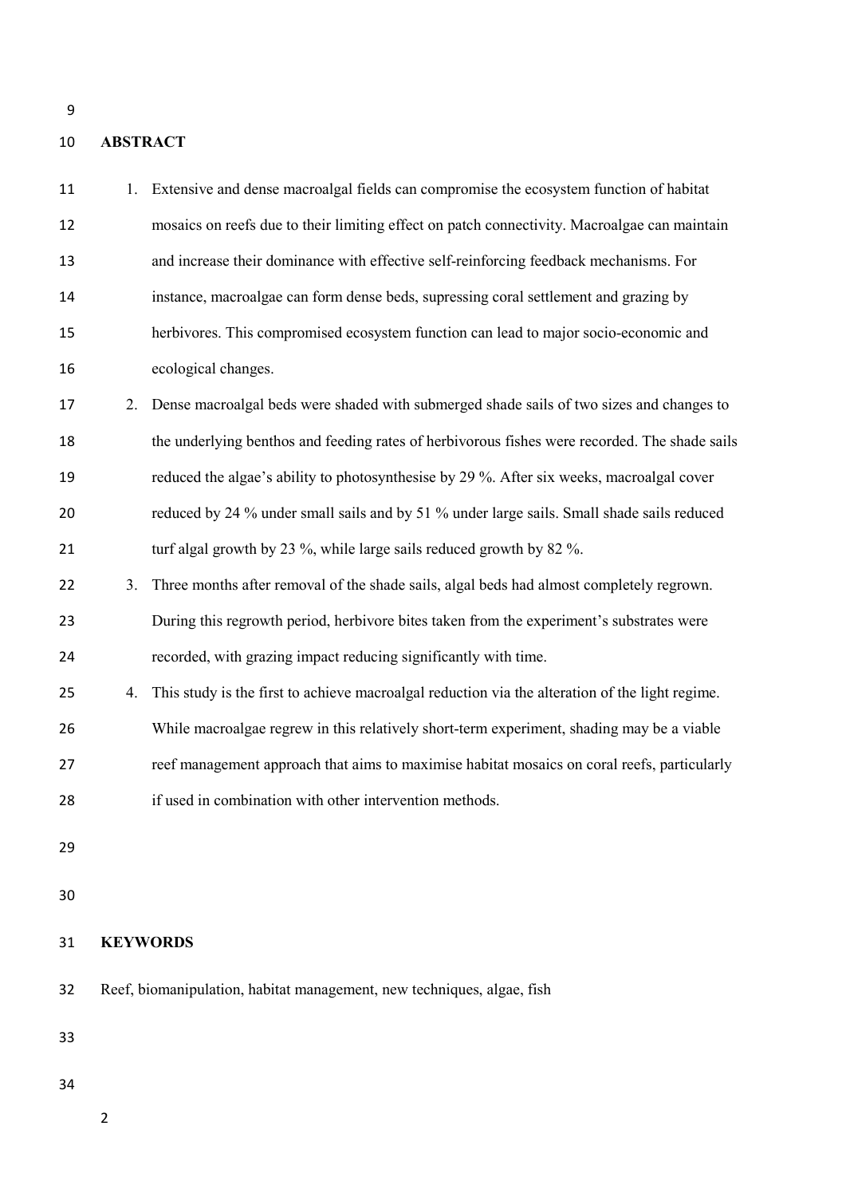## ABSTRACT

1. Extensive and dense macroalgal fields can compromise the ecosystem function of habitat mosaics on reefs due to their limiting effect on patch connectivity. Macroalgae can maintain and increase their dominance with effective self-reinforcing feedback mechanisms. For instance, macroalgae can form dense beds, supressing coral settlement and grazing by herbivores. This compromised ecosystem function can lead to major socio-economic and ecological changes.
2. Dense macroalgal beds were shaded with submerged shade sails of two sizes and changes to the underlying benthos and feeding rates of herbivorous fishes were recorded. The shade sails reduced the algae's ability to photosynthesise by 29 %. After six weeks, macroalgal cover reduced by 24 % under small sails and by 51 % under large sails. Small shade sails reduced turf algal growth by 23 %, while large sails reduced growth by 82 %.
3. Three months after removal of the shade sails, algal beds had almost completely regrown. During this regrowth period, herbivore bites taken from the experiment's substrates were recorded, with grazing impact reducing significantly with time.
4. This study is the first to achieve macroalgal reduction via the alteration of the light regime. While macroalgae regrew in this relatively short-term experiment, shading may be a viable reef management approach that aims to maximise habitat mosaics on coral reefs, particularly if used in combination with other intervention methods.

## KEYWORDS

Reef, biomanipulation, habitat management, new techniques, algae, fish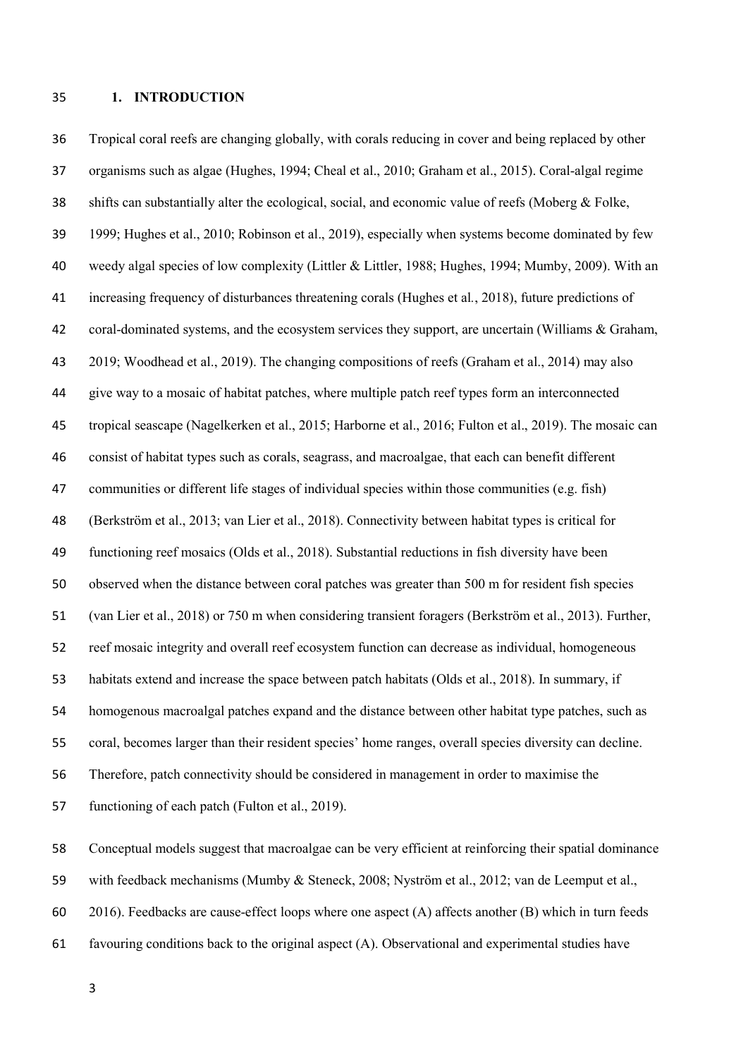# 1. INTRODUCTION

Tropical coral reefs are changing globally, with corals reducing in cover and being replaced by other organisms such as algae (Hughes, 1994; Cheal et al., 2010; Graham et al., 2015). Coral-algal regime shifts can substantially alter the ecological, social, and economic value of reefs (Moberg & Folke, 1999; Hughes et al., 2010; Robinson et al., 2019), especially when systems become dominated by few weedy algal species of low complexity (Littler & Littler, 1988; Hughes, 1994; Mumby, 2009). With an increasing frequency of disturbances threatening corals (Hughes et al*.*, 2018), future predictions of coral-dominated systems, and the ecosystem services they support, are uncertain (Williams & Graham, 2019; Woodhead et al., 2019). The changing compositions of reefs (Graham et al., 2014) may also give way to a mosaic of habitat patches, where multiple patch reef types form an interconnected tropical seascape (Nagelkerken et al., 2015; Harborne et al., 2016; Fulton et al., 2019). The mosaic can consist of habitat types such as corals, seagrass, and macroalgae, that each can benefit different communities or different life stages of individual species within those communities (e.g. fish) (Berkström et al., 2013; van Lier et al., 2018). Connectivity between habitat types is critical for functioning reef mosaics (Olds et al., 2018). Substantial reductions in fish diversity have been observed when the distance between coral patches was greater than 500 m for resident fish species (van Lier et al., 2018) or 750 m when considering transient foragers (Berkström et al., 2013). Further, reef mosaic integrity and overall reef ecosystem function can decrease as individual, homogeneous habitats extend and increase the space between patch habitats (Olds et al., 2018). In summary, if homogenous macroalgal patches expand and the distance between other habitat type patches, such as coral, becomes larger than their resident species' home ranges, overall species diversity can decline. Therefore, patch connectivity should be considered in management in order to maximise the functioning of each patch (Fulton et al., 2019).

Conceptual models suggest that macroalgae can be very efficient at reinforcing their spatial dominance with feedback mechanisms (Mumby & Steneck, 2008; Nyström et al., 2012; van de Leemput et al., 2016). Feedbacks are cause-effect loops where one aspect (A) affects another (B) which in turn feeds favouring conditions back to the original aspect (A). Observational and experimental studies have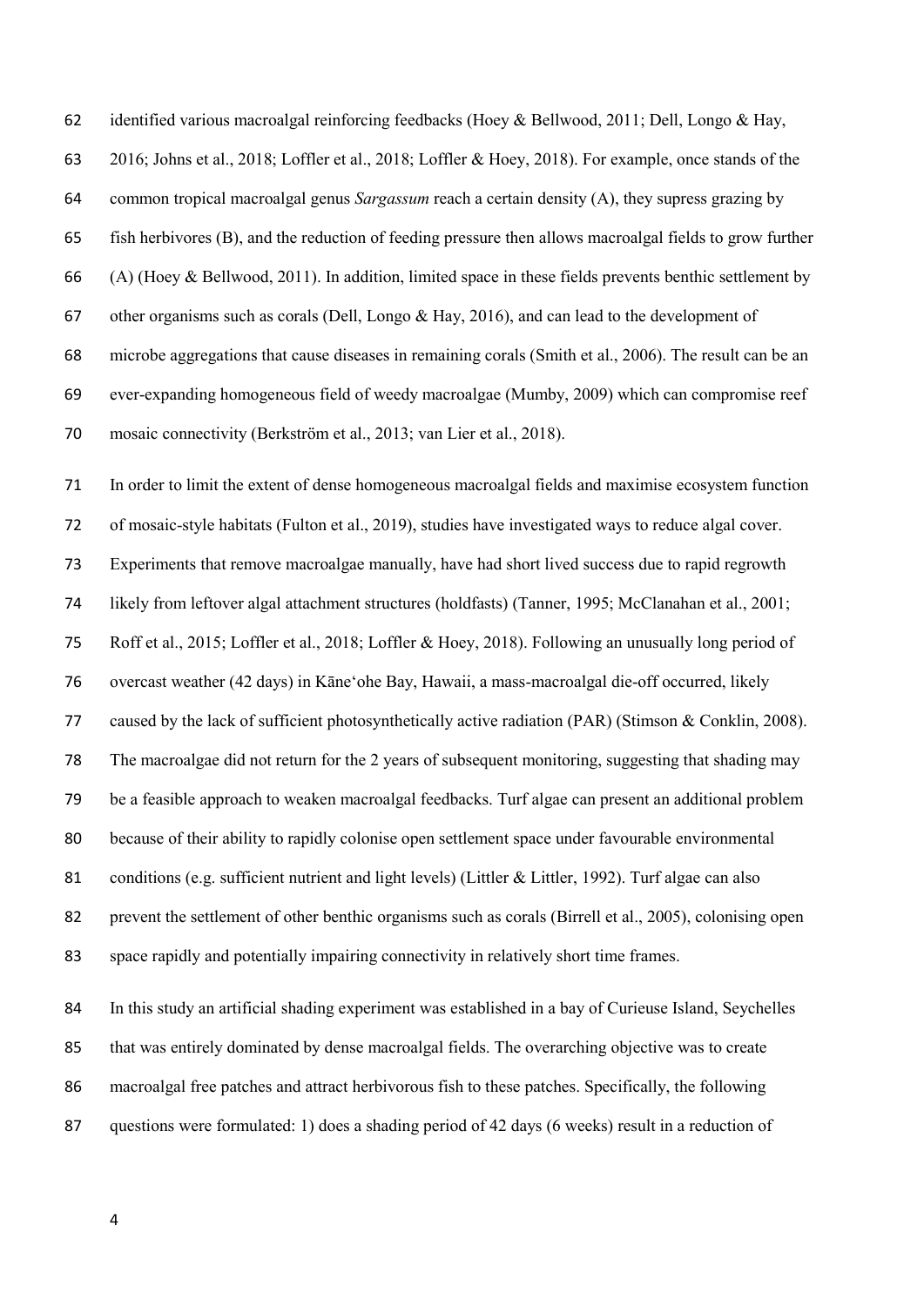identified various macroalgal reinforcing feedbacks (Hoey & Bellwood, 2011; Dell, Longo & Hay, 2016; Johns et al., 2018; Loffler et al., 2018; Loffler & Hoey, 2018). For example, once stands of the common tropical macroalgal genus *Sargassum* reach a certain density (A), they supress grazing by fish herbivores (B), and the reduction of feeding pressure then allows macroalgal fields to grow further (A) (Hoey & Bellwood, 2011). In addition, limited space in these fields prevents benthic settlement by other organisms such as corals (Dell, Longo & Hay, 2016), and can lead to the development of microbe aggregations that cause diseases in remaining corals (Smith et al., 2006). The result can be an ever-expanding homogeneous field of weedy macroalgae (Mumby, 2009) which can compromise reef mosaic connectivity (Berkström et al., 2013; van Lier et al., 2018).

In order to limit the extent of dense homogeneous macroalgal fields and maximise ecosystem function of mosaic-style habitats (Fulton et al., 2019), studies have investigated ways to reduce algal cover. Experiments that remove macroalgae manually, have had short lived success due to rapid regrowth likely from leftover algal attachment structures (holdfasts) (Tanner, 1995; McClanahan et al., 2001; Roff et al., 2015; Loffler et al., 2018; Loffler & Hoey, 2018). Following an unusually long period of overcast weather (42 days) in Kāne'ohe Bay, Hawaii, a mass-macroalgal die-off occurred, likely caused by the lack of sufficient photosynthetically active radiation (PAR) (Stimson & Conklin, 2008). The macroalgae did not return for the 2 years of subsequent monitoring, suggesting that shading may be a feasible approach to weaken macroalgal feedbacks. Turf algae can present an additional problem because of their ability to rapidly colonise open settlement space under favourable environmental conditions (e.g. sufficient nutrient and light levels) (Littler & Littler, 1992). Turf algae can also prevent the settlement of other benthic organisms such as corals (Birrell et al., 2005), colonising open space rapidly and potentially impairing connectivity in relatively short time frames.

In this study an artificial shading experiment was established in a bay of Curieuse Island, Seychelles that was entirely dominated by dense macroalgal fields. The overarching objective was to create macroalgal free patches and attract herbivorous fish to these patches. Specifically, the following questions were formulated: 1) does a shading period of 42 days (6 weeks) result in a reduction of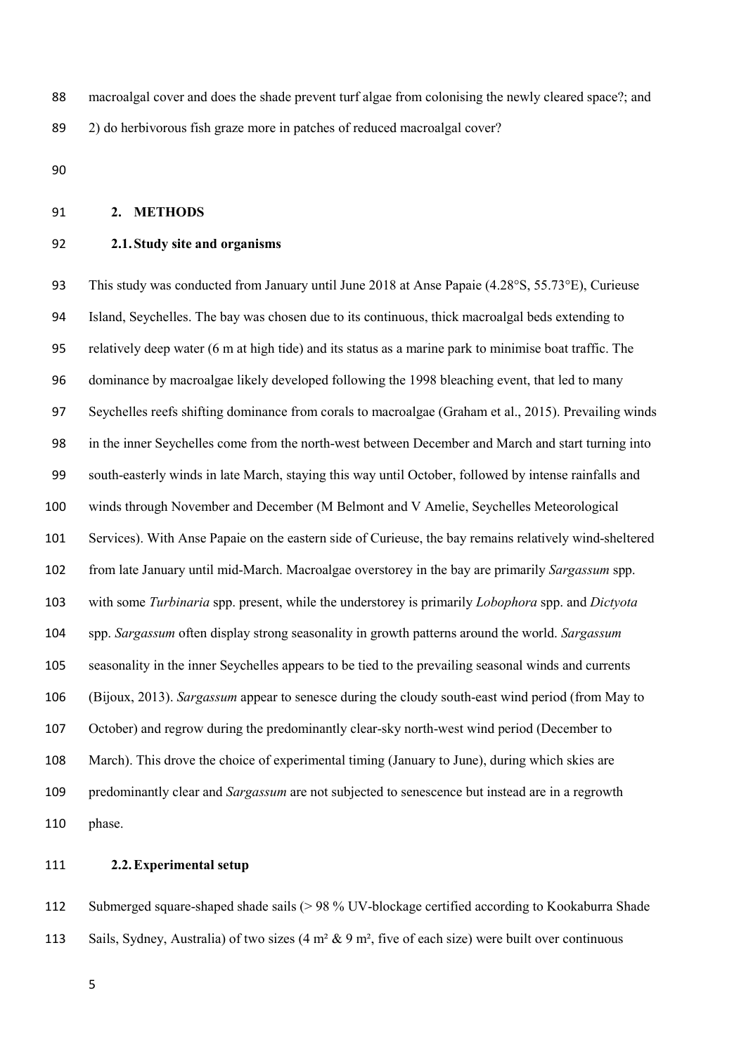macroalgal cover and does the shade prevent turf algae from colonising the newly cleared space?; and 2) do herbivorous fish graze more in patches of reduced macroalgal cover?

## 2. METHODS

### 2.1. Study site and organisms

This study was conducted from January until June 2018 at Anse Papaie (4.28°S, 55.73°E), Curieuse Island, Seychelles. The bay was chosen due to its continuous, thick macroalgal beds extending to relatively deep water (6 m at high tide) and its status as a marine park to minimise boat traffic. The dominance by macroalgae likely developed following the 1998 bleaching event, that led to many Seychelles reefs shifting dominance from corals to macroalgae (Graham et al., 2015). Prevailing winds in the inner Seychelles come from the north-west between December and March and start turning into south-easterly winds in late March, staying this way until October, followed by intense rainfalls and winds through November and December (M Belmont and V Amelie, Seychelles Meteorological Services). With Anse Papaie on the eastern side of Curieuse, the bay remains relatively wind-sheltered from late January until mid-March. Macroalgae overstorey in the bay are primarily *Sargassum* spp. with some *Turbinaria* spp. present, while the understorey is primarily *Lobophora* spp. and *Dictyota* spp. *Sargassum* often display strong seasonality in growth patterns around the world. *Sargassum* seasonality in the inner Seychelles appears to be tied to the prevailing seasonal winds and currents (Bijoux, 2013). *Sargassum* appear to senesce during the cloudy south-east wind period (from May to October) and regrow during the predominantly clear-sky north-west wind period (December to March). This drove the choice of experimental timing (January to June), during which skies are predominantly clear and *Sargassum* are not subjected to senescence but instead are in a regrowth phase.

### 2.2. Experimental setup

Submerged square-shaped shade sails (> 98 % UV-blockage certified according to Kookaburra Shade Sails, Sydney, Australia) of two sizes (4 m² & 9 m², five of each size) were built over continuous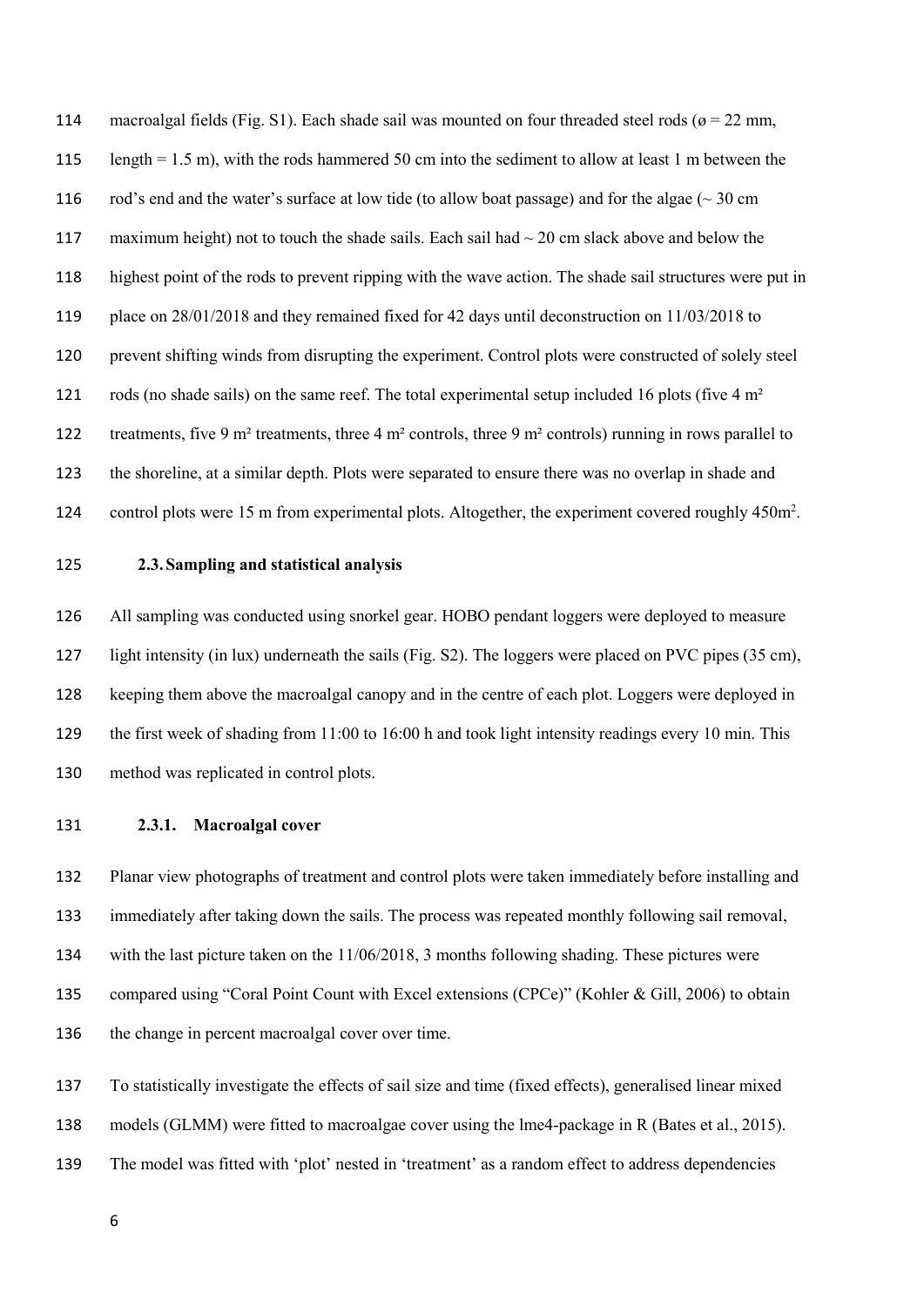macroalgal fields (Fig. S1). Each shade sail was mounted on four threaded steel rods (ø = 22 mm, length = 1.5 m), with the rods hammered 50 cm into the sediment to allow at least 1 m between the rod's end and the water's surface at low tide (to allow boat passage) and for the algae (~ 30 cm maximum height) not to touch the shade sails. Each sail had ~ 20 cm slack above and below the highest point of the rods to prevent ripping with the wave action. The shade sail structures were put in place on 28/01/2018 and they remained fixed for 42 days until deconstruction on 11/03/2018 to prevent shifting winds from disrupting the experiment. Control plots were constructed of solely steel rods (no shade sails) on the same reef. The total experimental setup included 16 plots (five 4 $m^2$ treatments, five 9 $m^2$ treatments, three 4 $m^2$ controls, three 9 $m^2$ controls) running in rows parallel to the shoreline, at a similar depth. Plots were separated to ensure there was no overlap in shade and control plots were 15 m from experimental plots. Altogether, the experiment covered roughly 450$m^2$.

### 2.3. Sampling and statistical analysis

All sampling was conducted using snorkel gear. HOBO pendant loggers were deployed to measure light intensity (in lux) underneath the sails (Fig. S2). The loggers were placed on PVC pipes (35 cm), keeping them above the macroalgal canopy and in the centre of each plot. Loggers were deployed in the first week of shading from 11:00 to 16:00 h and took light intensity readings every 10 min. This method was replicated in control plots.

#### 2.3.1. Macroalgal cover

Planar view photographs of treatment and control plots were taken immediately before installing and immediately after taking down the sails. The process was repeated monthly following sail removal, with the last picture taken on the 11/06/2018, 3 months following shading. These pictures were compared using "Coral Point Count with Excel extensions (CPCe)" (Kohler & Gill, 2006) to obtain the change in percent macroalgal cover over time.

To statistically investigate the effects of sail size and time (fixed effects), generalised linear mixed models (GLMM) were fitted to macroalgae cover using the lme4-package in R (Bates et al., 2015). The model was fitted with 'plot' nested in 'treatment' as a random effect to address dependencies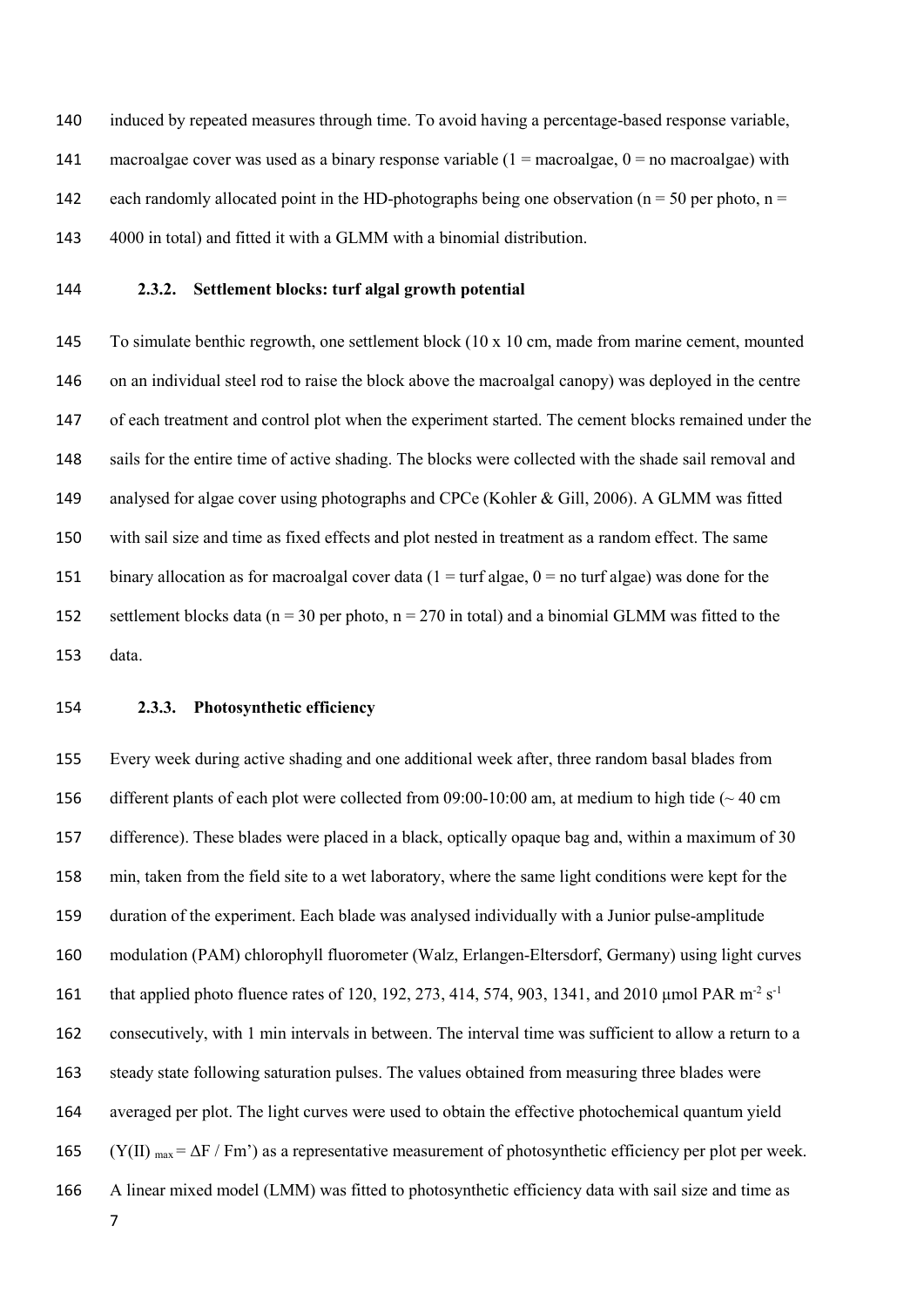induced by repeated measures through time. To avoid having a percentage-based response variable, macroalgae cover was used as a binary response variable (1 = macroalgae, 0 = no macroalgae) with each randomly allocated point in the HD-photographs being one observation (n = 50 per photo, n = 4000 in total) and fitted it with a GLMM with a binomial distribution.

### 2.3.2. Settlement blocks: turf algal growth potential

To simulate benthic regrowth, one settlement block (10 x 10 cm, made from marine cement, mounted on an individual steel rod to raise the block above the macroalgal canopy) was deployed in the centre of each treatment and control plot when the experiment started. The cement blocks remained under the sails for the entire time of active shading. The blocks were collected with the shade sail removal and analysed for algae cover using photographs and CPCe (Kohler & Gill, 2006). A GLMM was fitted with sail size and time as fixed effects and plot nested in treatment as a random effect. The same binary allocation as for macroalgal cover data (1 = turf algae, 0 = no turf algae) was done for the settlement blocks data (n = 30 per photo, n = 270 in total) and a binomial GLMM was fitted to the data.

### 2.3.3. Photosynthetic efficiency

Every week during active shading and one additional week after, three random basal blades from different plants of each plot were collected from 09:00-10:00 am, at medium to high tide (~ 40 cm difference). These blades were placed in a black, optically opaque bag and, within a maximum of 30 min, taken from the field site to a wet laboratory, where the same light conditions were kept for the duration of the experiment. Each blade was analysed individually with a Junior pulse-amplitude modulation (PAM) chlorophyll fluorometer (Walz, Erlangen-Eltersdorf, Germany) using light curves that applied photo fluence rates of 120, 192, 273, 414, 574, 903, 1341, and 2010 µmol PAR $m^{-2}$ $s^{-1}$ consecutively, with 1 min intervals in between. The interval time was sufficient to allow a return to a steady state following saturation pulses. The values obtained from measuring three blades were averaged per plot. The light curves were used to obtain the effective photochemical quantum yield ($Y(II)_{max} = \Delta F / Fm'$) as a representative measurement of photosynthetic efficiency per plot per week. A linear mixed model (LMM) was fitted to photosynthetic efficiency data with sail size and time as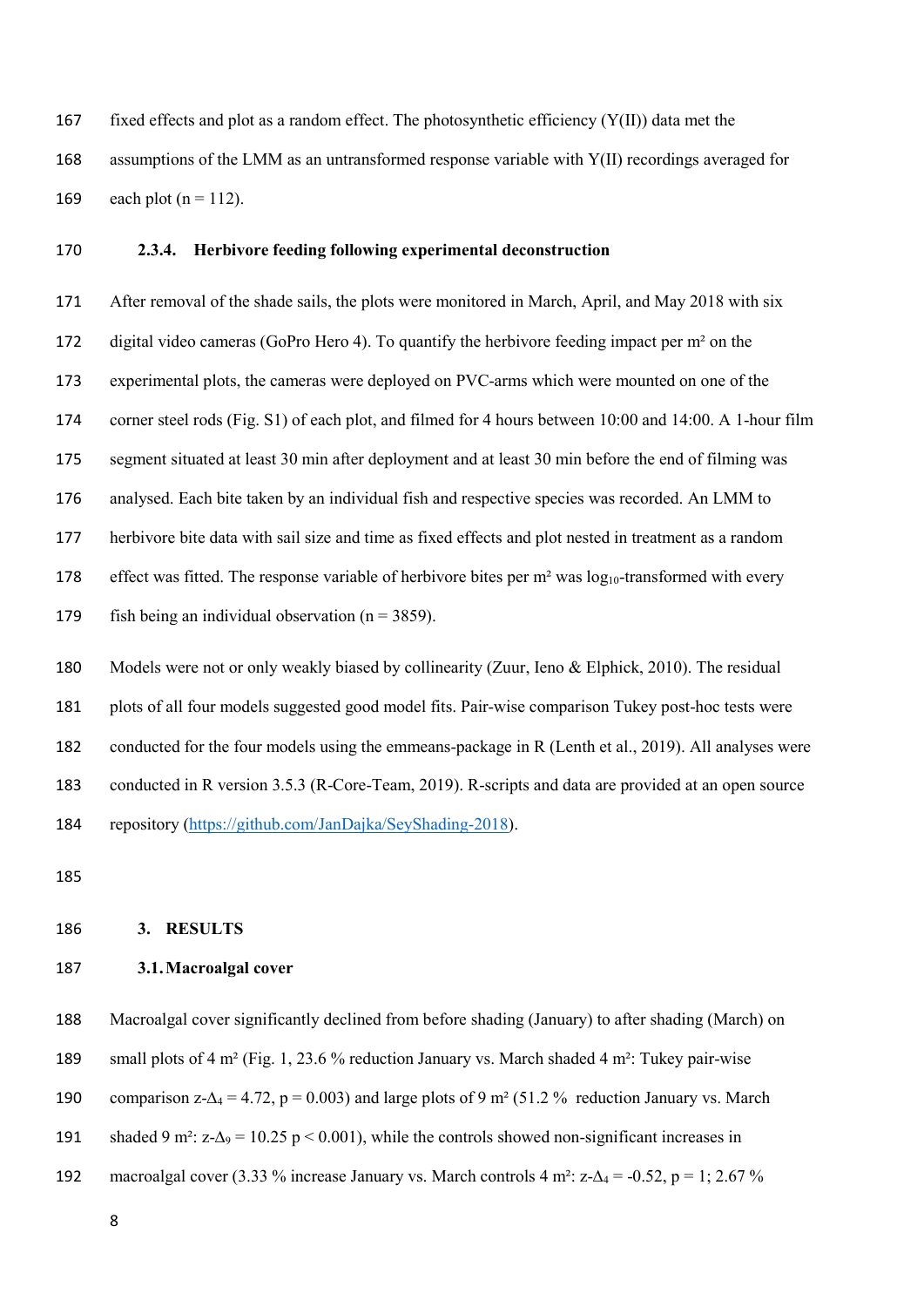fixed effects and plot as a random effect. The photosynthetic efficiency (Y(II)) data met the assumptions of the LMM as an untransformed response variable with Y(II) recordings averaged for each plot (n = 112).

### 2.3.4. Herbivore feeding following experimental deconstruction

After removal of the shade sails, the plots were monitored in March, April, and May 2018 with six digital video cameras (GoPro Hero 4). To quantify the herbivore feeding impact per m² on the experimental plots, the cameras were deployed on PVC-arms which were mounted on one of the corner steel rods (Fig. S1) of each plot, and filmed for 4 hours between 10:00 and 14:00. A 1-hour film segment situated at least 30 min after deployment and at least 30 min before the end of filming was analysed. Each bite taken by an individual fish and respective species was recorded. An LMM to herbivore bite data with sail size and time as fixed effects and plot nested in treatment as a random effect was fitted. The response variable of herbivore bites per m² was $\log_{10}$-transformed with every fish being an individual observation (n = 3859).

Models were not or only weakly biased by collinearity (Zuur, Ieno & Elphick, 2010). The residual plots of all four models suggested good model fits. Pair-wise comparison Tukey post-hoc tests were conducted for the four models using the emmeans-package in R (Lenth et al., 2019). All analyses were conducted in R version 3.5.3 (R-Core-Team, 2019). R-scripts and data are provided at an open source repository (https://github.com/JanDajka/SeyShading-2018).

## 3. RESULTS

### 3.1. Macroalgal cover

Macroalgal cover significantly declined from before shading (January) to after shading (March) on small plots of 4 m² (Fig. 1, 23.6 % reduction January vs. March shaded 4 m²: Tukey pair-wise comparison $z\text{-}\Delta_4 = 4.72$, $p = 0.003$) and large plots of 9 m² (51.2 % reduction January vs. March shaded 9 m²: $z\text{-}\Delta_9 = 10.25$ $p < 0.001$), while the controls showed non-significant increases in macroalgal cover (3.33 % increase January vs. March controls 4 m²: $z\text{-}\Delta_4 = -0.52$, $p = 1$; 2.67 %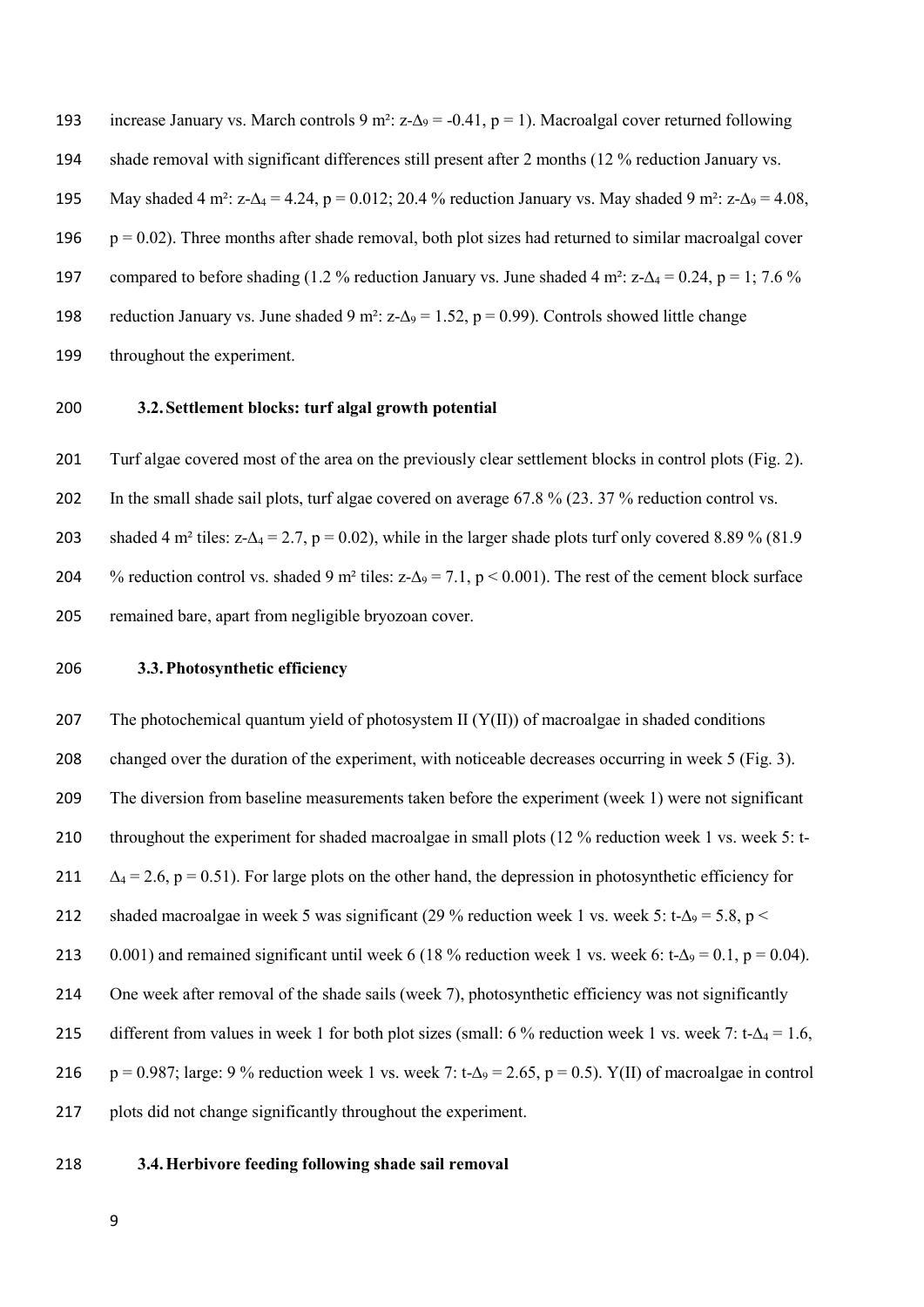increase January vs. March controls 9 m²: $z$-$\Delta_9$ = -0.41, $p$ = 1). Macroalgal cover returned following shade removal with significant differences still present after 2 months (12 % reduction January vs. May shaded 4 m²: $z$-$\Delta_4$ = 4.24, $p$ = 0.012; 20.4 % reduction January vs. May shaded 9 m²: $z$-$\Delta_9$ = 4.08, $p$ = 0.02). Three months after shade removal, both plot sizes had returned to similar macroalgal cover compared to before shading (1.2 % reduction January vs. June shaded 4 m²: $z$-$\Delta_4$ = 0.24, $p$ = 1; 7.6 % reduction January vs. June shaded 9 m²: $z$-$\Delta_9$ = 1.52, $p$ = 0.99). Controls showed little change throughout the experiment.

### 3.2. Settlement blocks: turf algal growth potential

Turf algae covered most of the area on the previously clear settlement blocks in control plots (Fig. 2). In the small shade sail plots, turf algae covered on average 67.8 % (23. 37 % reduction control vs. shaded 4 m² tiles: $z$-$\Delta_4$ = 2.7, $p$ = 0.02), while in the larger shade plots turf only covered 8.89 % (81.9 % reduction control vs. shaded 9 m² tiles: $z$-$\Delta_9$ = 7.1, $p < 0.001$). The rest of the cement block surface remained bare, apart from negligible bryozoan cover.

### 3.3. Photosynthetic efficiency

The photochemical quantum yield of photosystem II (Y(II)) of macroalgae in shaded conditions changed over the duration of the experiment, with noticeable decreases occurring in week 5 (Fig. 3). The diversion from baseline measurements taken before the experiment (week 1) were not significant throughout the experiment for shaded macroalgae in small plots (12 % reduction week 1 vs. week 5: $t$-$\Delta_4$ = 2.6, $p$ = 0.51). For large plots on the other hand, the depression in photosynthetic efficiency for shaded macroalgae in week 5 was significant (29 % reduction week 1 vs. week 5: $t$-$\Delta_9$ = 5.8, $p <$ 0.001) and remained significant until week 6 (18 % reduction week 1 vs. week 6: $t$-$\Delta_9$ = 0.1, $p$ = 0.04). One week after removal of the shade sails (week 7), photosynthetic efficiency was not significantly different from values in week 1 for both plot sizes (small: 6 % reduction week 1 vs. week 7: $t$-$\Delta_4$ = 1.6, $p$ = 0.987; large: 9 % reduction week 1 vs. week 7: $t$-$\Delta_9$ = 2.65, $p$ = 0.5). Y(II) of macroalgae in control plots did not change significantly throughout the experiment.

### 3.4. Herbivore feeding following shade sail removal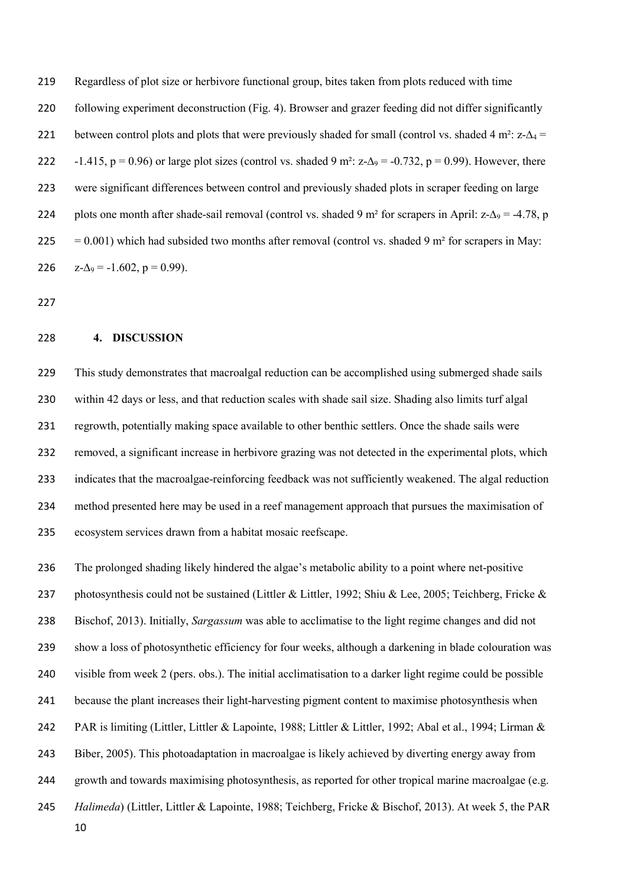Regardless of plot size or herbivore functional group, bites taken from plots reduced with time following experiment deconstruction (Fig. 4). Browser and grazer feeding did not differ significantly between control plots and plots that were previously shaded for small (control vs. shaded 4 m²: $z\text{-}\Delta_4 = -1.415$, $p = 0.96$) or large plot sizes (control vs. shaded 9 m²: $z\text{-}\Delta_9 = -0.732$, $p = 0.99$). However, there were significant differences between control and previously shaded plots in scraper feeding on large plots one month after shade-sail removal (control vs. shaded 9 m² for scrapers in April: $z\text{-}\Delta_9 = -4.78$, $p = 0.001$) which had subsided two months after removal (control vs. shaded 9 m² for scrapers in May: $z\text{-}\Delta_9 = -1.602$, $p = 0.99$).

## 4. DISCUSSION

This study demonstrates that macroalgal reduction can be accomplished using submerged shade sails within 42 days or less, and that reduction scales with shade sail size. Shading also limits turf algal regrowth, potentially making space available to other benthic settlers. Once the shade sails were removed, a significant increase in herbivore grazing was not detected in the experimental plots, which indicates that the macroalgae-reinforcing feedback was not sufficiently weakened. The algal reduction method presented here may be used in a reef management approach that pursues the maximisation of ecosystem services drawn from a habitat mosaic reefscape.

The prolonged shading likely hindered the algae's metabolic ability to a point where net-positive photosynthesis could not be sustained (Littler & Littler, 1992; Shiu & Lee, 2005; Teichberg, Fricke & Bischof, 2013). Initially, *Sargassum* was able to acclimatise to the light regime changes and did not show a loss of photosynthetic efficiency for four weeks, although a darkening in blade colouration was visible from week 2 (pers. obs.). The initial acclimatisation to a darker light regime could be possible because the plant increases their light-harvesting pigment content to maximise photosynthesis when PAR is limiting (Littler, Littler & Lapointe, 1988; Littler & Littler, 1992; Abal et al., 1994; Lirman & Biber, 2005). This photoadaptation in macroalgae is likely achieved by diverting energy away from growth and towards maximising photosynthesis, as reported for other tropical marine macroalgae (e.g. *Halimeda*) (Littler, Littler & Lapointe, 1988; Teichberg, Fricke & Bischof, 2013). At week 5, the PAR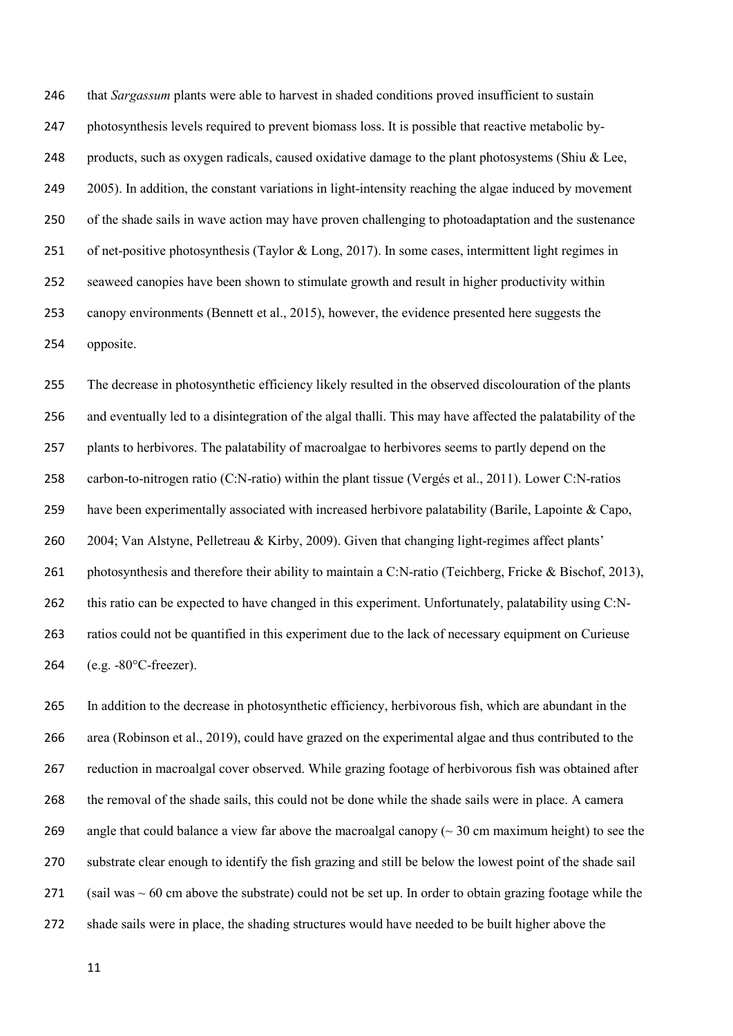that *Sargassum* plants were able to harvest in shaded conditions proved insufficient to sustain photosynthesis levels required to prevent biomass loss. It is possible that reactive metabolic by-products, such as oxygen radicals, caused oxidative damage to the plant photosystems (Shiu & Lee, 2005). In addition, the constant variations in light-intensity reaching the algae induced by movement of the shade sails in wave action may have proven challenging to photoadaptation and the sustenance of net-positive photosynthesis (Taylor & Long, 2017). In some cases, intermittent light regimes in seaweed canopies have been shown to stimulate growth and result in higher productivity within canopy environments (Bennett et al., 2015), however, the evidence presented here suggests the opposite.

The decrease in photosynthetic efficiency likely resulted in the observed discolouration of the plants and eventually led to a disintegration of the algal thalli. This may have affected the palatability of the plants to herbivores. The palatability of macroalgae to herbivores seems to partly depend on the carbon-to-nitrogen ratio (C:N-ratio) within the plant tissue (Vergés et al., 2011). Lower C:N-ratios have been experimentally associated with increased herbivore palatability (Barile, Lapointe & Capo, 2004; Van Alstyne, Pelletreau & Kirby, 2009). Given that changing light-regimes affect plants' photosynthesis and therefore their ability to maintain a C:N-ratio (Teichberg, Fricke & Bischof, 2013), this ratio can be expected to have changed in this experiment. Unfortunately, palatability using C:N-ratios could not be quantified in this experiment due to the lack of necessary equipment on Curieuse (e.g. -80°C-freezer).

In addition to the decrease in photosynthetic efficiency, herbivorous fish, which are abundant in the area (Robinson et al., 2019), could have grazed on the experimental algae and thus contributed to the reduction in macroalgal cover observed. While grazing footage of herbivorous fish was obtained after the removal of the shade sails, this could not be done while the shade sails were in place. A camera angle that could balance a view far above the macroalgal canopy (~ 30 cm maximum height) to see the substrate clear enough to identify the fish grazing and still be below the lowest point of the shade sail (sail was ~ 60 cm above the substrate) could not be set up. In order to obtain grazing footage while the shade sails were in place, the shading structures would have needed to be built higher above the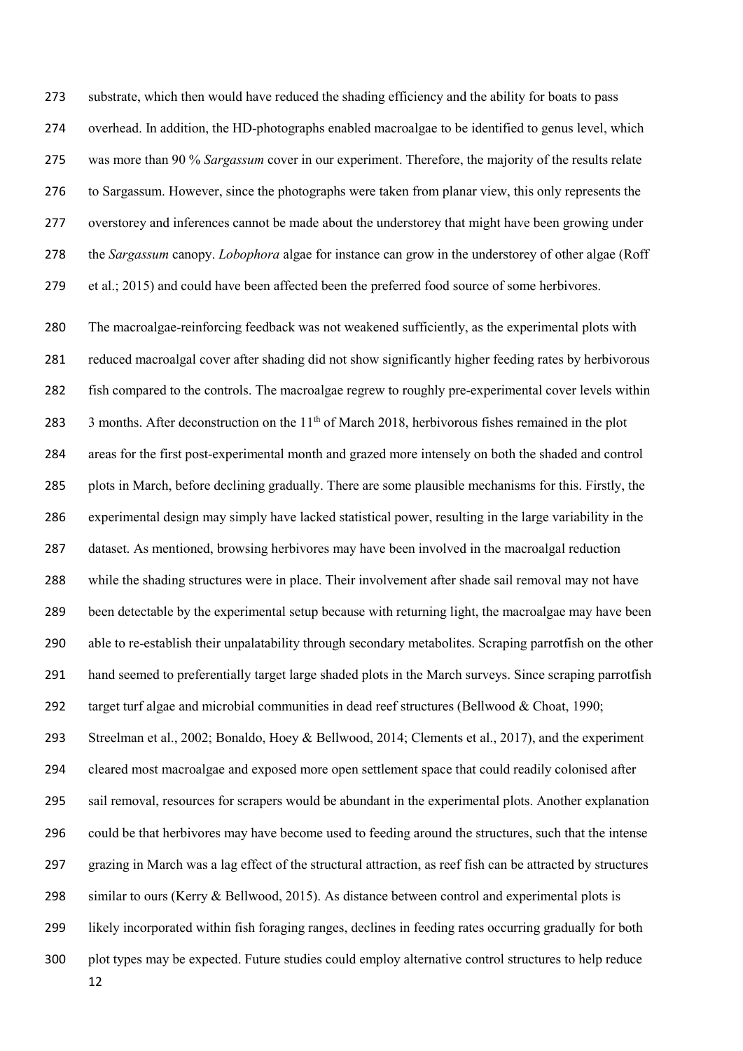substrate, which then would have reduced the shading efficiency and the ability for boats to pass overhead. In addition, the HD-photographs enabled macroalgae to be identified to genus level, which was more than 90 % *Sargassum* cover in our experiment. Therefore, the majority of the results relate to Sargassum. However, since the photographs were taken from planar view, this only represents the overstorey and inferences cannot be made about the understorey that might have been growing under the *Sargassum* canopy. *Lobophora* algae for instance can grow in the understorey of other algae (Roff et al.; 2015) and could have been affected been the preferred food source of some herbivores.

The macroalgae-reinforcing feedback was not weakened sufficiently, as the experimental plots with reduced macroalgal cover after shading did not show significantly higher feeding rates by herbivorous fish compared to the controls. The macroalgae regrew to roughly pre-experimental cover levels within 3 months. After deconstruction on the 11th of March 2018, herbivorous fishes remained in the plot areas for the first post-experimental month and grazed more intensely on both the shaded and control plots in March, before declining gradually. There are some plausible mechanisms for this. Firstly, the experimental design may simply have lacked statistical power, resulting in the large variability in the dataset. As mentioned, browsing herbivores may have been involved in the macroalgal reduction while the shading structures were in place. Their involvement after shade sail removal may not have been detectable by the experimental setup because with returning light, the macroalgae may have been able to re-establish their unpalatability through secondary metabolites. Scraping parrotfish on the other hand seemed to preferentially target large shaded plots in the March surveys. Since scraping parrotfish target turf algae and microbial communities in dead reef structures (Bellwood & Choat, 1990; Streelman et al., 2002; Bonaldo, Hoey & Bellwood, 2014; Clements et al., 2017), and the experiment cleared most macroalgae and exposed more open settlement space that could readily colonised after sail removal, resources for scrapers would be abundant in the experimental plots. Another explanation could be that herbivores may have become used to feeding around the structures, such that the intense grazing in March was a lag effect of the structural attraction, as reef fish can be attracted by structures similar to ours (Kerry & Bellwood, 2015). As distance between control and experimental plots is likely incorporated within fish foraging ranges, declines in feeding rates occurring gradually for both plot types may be expected. Future studies could employ alternative control structures to help reduce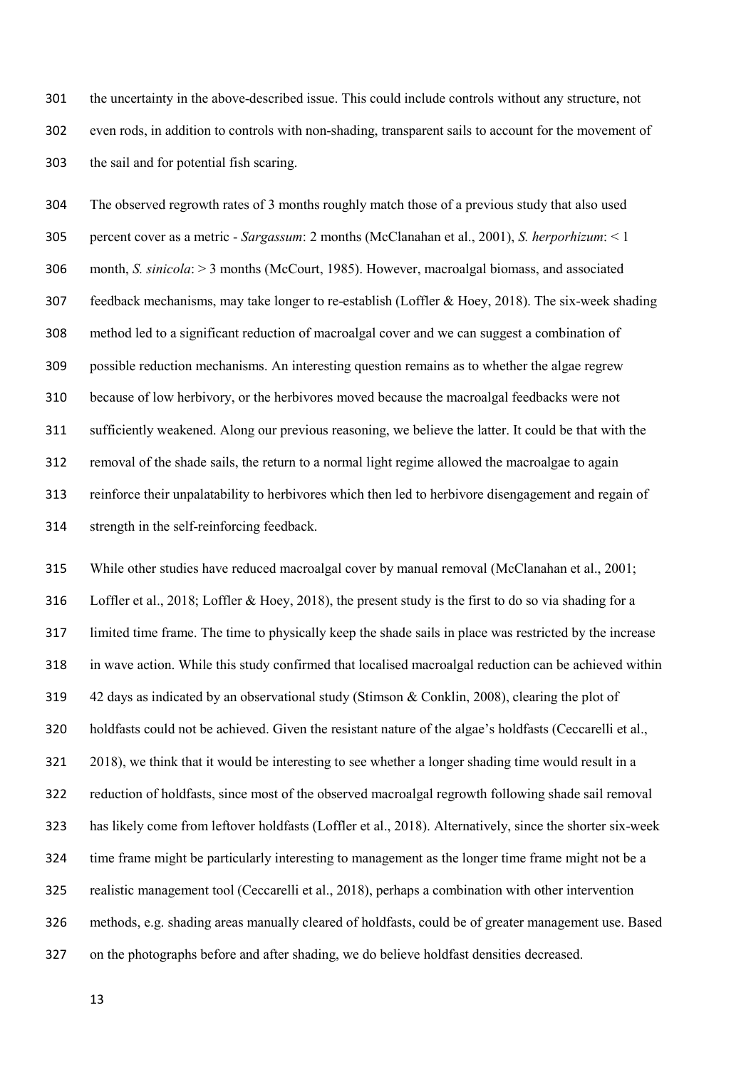the uncertainty in the above-described issue. This could include controls without any structure, not even rods, in addition to controls with non-shading, transparent sails to account for the movement of the sail and for potential fish scaring.

The observed regrowth rates of 3 months roughly match those of a previous study that also used percent cover as a metric - *Sargassum*: 2 months (McClanahan et al., 2001), *S. herporhizum*: < 1 month, *S. sinicola*: > 3 months (McCourt, 1985). However, macroalgal biomass, and associated feedback mechanisms, may take longer to re-establish (Loffler & Hoey, 2018). The six-week shading method led to a significant reduction of macroalgal cover and we can suggest a combination of possible reduction mechanisms. An interesting question remains as to whether the algae regrew because of low herbivory, or the herbivores moved because the macroalgal feedbacks were not sufficiently weakened. Along our previous reasoning, we believe the latter. It could be that with the removal of the shade sails, the return to a normal light regime allowed the macroalgae to again reinforce their unpalatability to herbivores which then led to herbivore disengagement and regain of strength in the self-reinforcing feedback.

While other studies have reduced macroalgal cover by manual removal (McClanahan et al., 2001; Loffler et al., 2018; Loffler & Hoey, 2018), the present study is the first to do so via shading for a limited time frame. The time to physically keep the shade sails in place was restricted by the increase in wave action. While this study confirmed that localised macroalgal reduction can be achieved within 42 days as indicated by an observational study (Stimson & Conklin, 2008), clearing the plot of holdfasts could not be achieved. Given the resistant nature of the algae's holdfasts (Ceccarelli et al., 2018), we think that it would be interesting to see whether a longer shading time would result in a reduction of holdfasts, since most of the observed macroalgal regrowth following shade sail removal has likely come from leftover holdfasts (Loffler et al., 2018). Alternatively, since the shorter six-week time frame might be particularly interesting to management as the longer time frame might not be a realistic management tool (Ceccarelli et al., 2018), perhaps a combination with other intervention methods, e.g. shading areas manually cleared of holdfasts, could be of greater management use. Based on the photographs before and after shading, we do believe holdfast densities decreased.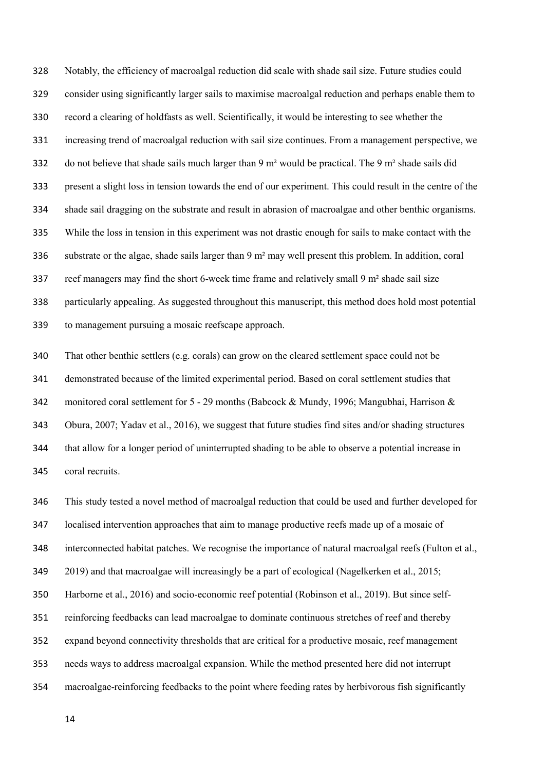Notably, the efficiency of macroalgal reduction did scale with shade sail size. Future studies could consider using significantly larger sails to maximise macroalgal reduction and perhaps enable them to record a clearing of holdfasts as well. Scientifically, it would be interesting to see whether the increasing trend of macroalgal reduction with sail size continues. From a management perspective, we do not believe that shade sails much larger than 9 m² would be practical. The 9 m² shade sails did present a slight loss in tension towards the end of our experiment. This could result in the centre of the shade sail dragging on the substrate and result in abrasion of macroalgae and other benthic organisms. While the loss in tension in this experiment was not drastic enough for sails to make contact with the substrate or the algae, shade sails larger than 9 m² may well present this problem. In addition, coral reef managers may find the short 6-week time frame and relatively small 9 m² shade sail size particularly appealing. As suggested throughout this manuscript, this method does hold most potential to management pursuing a mosaic reefscape approach.

That other benthic settlers (e.g. corals) can grow on the cleared settlement space could not be demonstrated because of the limited experimental period. Based on coral settlement studies that monitored coral settlement for 5 - 29 months (Babcock & Mundy, 1996; Mangubhai, Harrison & Obura, 2007; Yadav et al., 2016), we suggest that future studies find sites and/or shading structures that allow for a longer period of uninterrupted shading to be able to observe a potential increase in coral recruits.

This study tested a novel method of macroalgal reduction that could be used and further developed for localised intervention approaches that aim to manage productive reefs made up of a mosaic of interconnected habitat patches. We recognise the importance of natural macroalgal reefs (Fulton et al., 2019) and that macroalgae will increasingly be a part of ecological (Nagelkerken et al., 2015; Harborne et al., 2016) and socio-economic reef potential (Robinson et al., 2019). But since self-reinforcing feedbacks can lead macroalgae to dominate continuous stretches of reef and thereby expand beyond connectivity thresholds that are critical for a productive mosaic, reef management needs ways to address macroalgal expansion. While the method presented here did not interrupt macroalgae-reinforcing feedbacks to the point where feeding rates by herbivorous fish significantly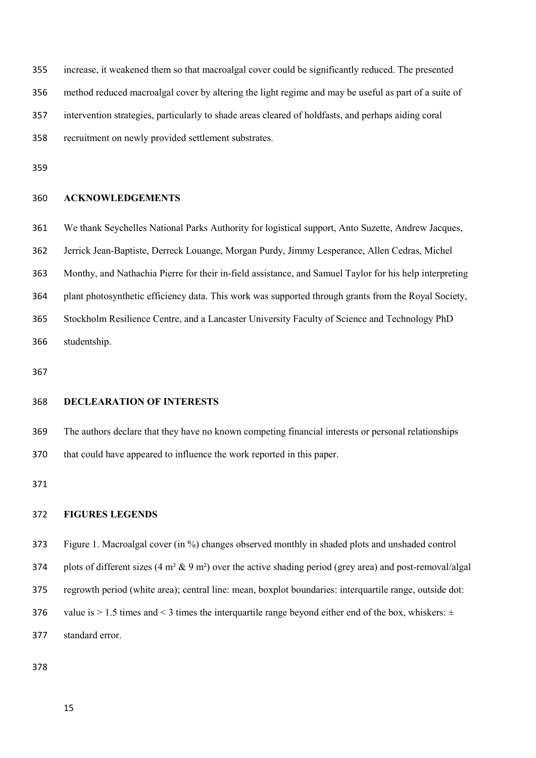increase, it weakened them so that macroalgal cover could be significantly reduced. The presented method reduced macroalgal cover by altering the light regime and may be useful as part of a suite of intervention strategies, particularly to shade areas cleared of holdfasts, and perhaps aiding coral recruitment on newly provided settlement substrates.

## ACKNOWLEDGEMENTS

We thank Seychelles National Parks Authority for logistical support, Anto Suzette, Andrew Jacques, Jerrick Jean-Baptiste, Derreck Louange, Morgan Purdy, Jimmy Lesperance, Allen Cedras, Michel Monthy, and Nathachia Pierre for their in-field assistance, and Samuel Taylor for his help interpreting plant photosynthetic efficiency data. This work was supported through grants from the Royal Society, Stockholm Resilience Centre, and a Lancaster University Faculty of Science and Technology PhD studentship.

## DECLEARATION OF INTERESTS

The authors declare that they have no known competing financial interests or personal relationships that could have appeared to influence the work reported in this paper.

## FIGURES LEGENDS

Figure 1. Macroalgal cover (in %) changes observed monthly in shaded plots and unshaded control plots of different sizes (4 m² & 9 m²) over the active shading period (grey area) and post-removal/algal regrowth period (white area); central line: mean, boxplot boundaries: interquartile range, outside dot: value is > 1.5 times and < 3 times the interquartile range beyond either end of the box, whiskers: ± standard error.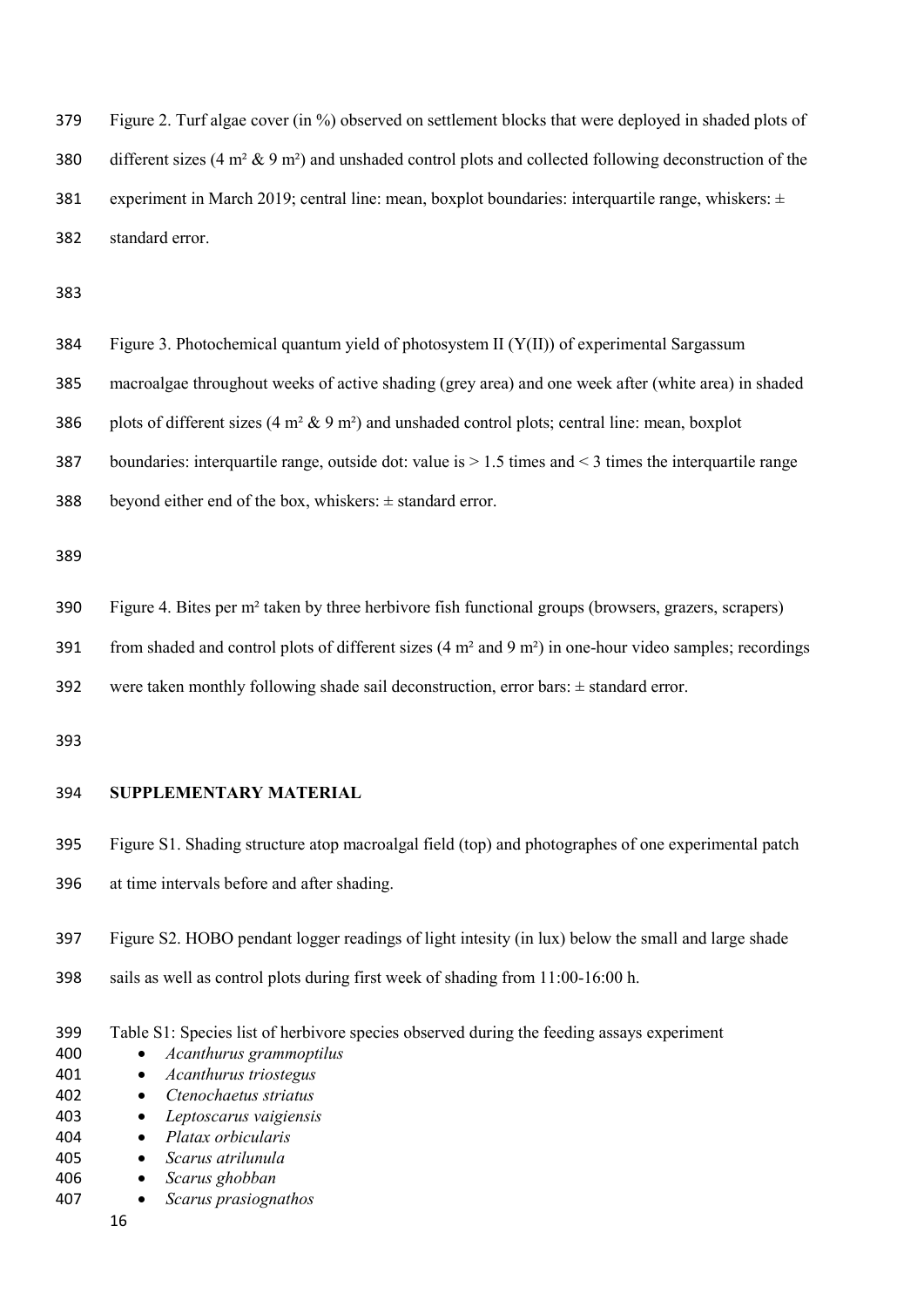Figure 2. Turf algae cover (in %) observed on settlement blocks that were deployed in shaded plots of different sizes (4 m² & 9 m²) and unshaded control plots and collected following deconstruction of the experiment in March 2019; central line: mean, boxplot boundaries: interquartile range, whiskers: ± standard error.

Figure 3. Photochemical quantum yield of photosystem II (Y(II)) of experimental Sargassum macroalgae throughout weeks of active shading (grey area) and one week after (white area) in shaded plots of different sizes (4 m² & 9 m²) and unshaded control plots; central line: mean, boxplot boundaries: interquartile range, outside dot: value is > 1.5 times and < 3 times the interquartile range beyond either end of the box, whiskers: ± standard error.

Figure 4. Bites per m² taken by three herbivore fish functional groups (browsers, grazers, scrapers) from shaded and control plots of different sizes (4 m² and 9 m²) in one-hour video samples; recordings were taken monthly following shade sail deconstruction, error bars: ± standard error.

## SUPPLEMENTARY MATERIAL

Figure S1. Shading structure atop macroalgal field (top) and photographes of one experimental patch at time intervals before and after shading.

Figure S2. HOBO pendant logger readings of light intesity (in lux) below the small and large shade sails as well as control plots during first week of shading from 11:00-16:00 h.

Table S1: Species list of herbivore species observed during the feeding assays experiment

- *Acanthurus grammoptilus*
- *Acanthurus triostegus*
- *Ctenochaetus striatus*
- *Leptoscarus vaigiensis*
- *Platax orbicularis*
- *Scarus atrilunula*
- *Scarus ghobban*
- *Scarus prasiognathos*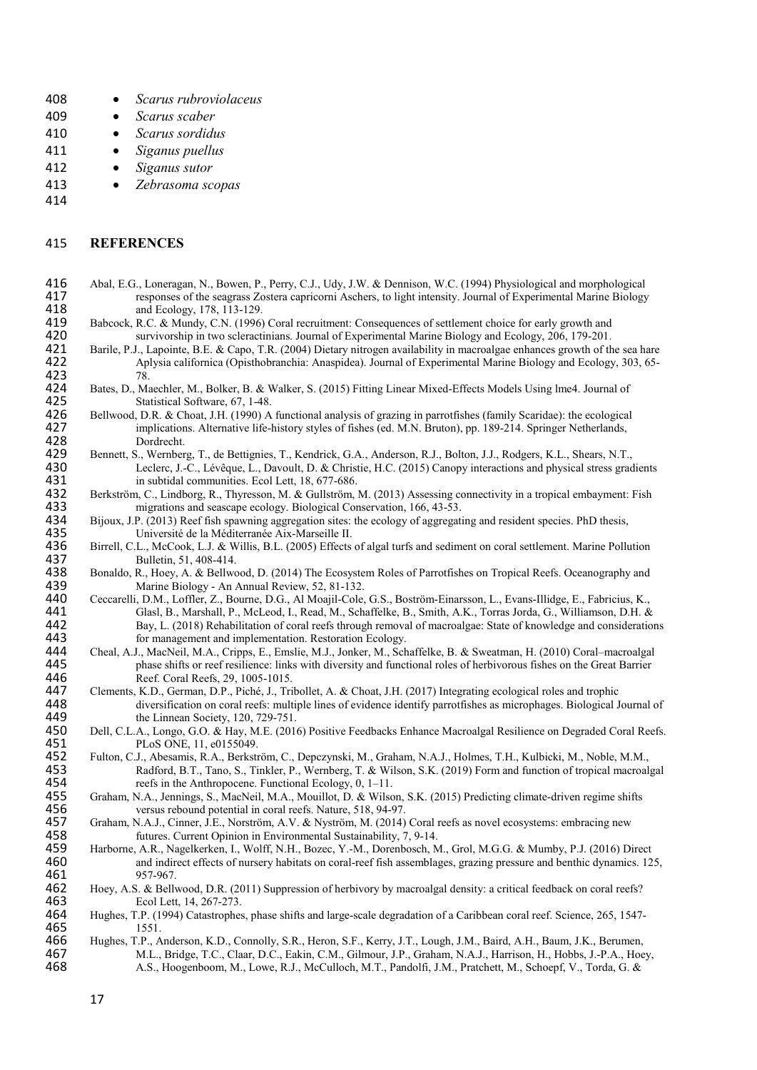- *Scarus rubroviolaceus*
- *Scarus scaber*
- *Scarus sordidus*
- *Siganus puellus*
- *Siganus sutor*
- *Zebrasoma scopas*

## REFERENCES

Abal, E.G., Loneragan, N., Bowen, P., Perry, C.J., Udy, J.W. & Dennison, W.C. (1994) Physiological and morphological responses of the seagrass Zostera capricorni Aschers, to light intensity. Journal of Experimental Marine Biology and Ecology, 178, 113-129.

Babcock, R.C. & Mundy, C.N. (1996) Coral recruitment: Consequences of settlement choice for early growth and survivorship in two scleractinians. Journal of Experimental Marine Biology and Ecology, 206, 179-201.

Barile, P.J., Lapointe, B.E. & Capo, T.R. (2004) Dietary nitrogen availability in macroalgae enhances growth of the sea hare Aplysia californica (Opisthobranchia: Anaspidea). Journal of Experimental Marine Biology and Ecology, 303, 65-78.

Bates, D., Maechler, M., Bolker, B. & Walker, S. (2015) Fitting Linear Mixed-Effects Models Using lme4. Journal of Statistical Software, 67, 1-48.

Bellwood, D.R. & Choat, J.H. (1990) A functional analysis of grazing in parrotfishes (family Scaridae): the ecological implications. Alternative life-history styles of fishes (ed. M.N. Bruton), pp. 189-214. Springer Netherlands, Dordrecht.

Bennett, S., Wernberg, T., de Bettignies, T., Kendrick, G.A., Anderson, R.J., Bolton, J.J., Rodgers, K.L., Shears, N.T., Leclerc, J.-C., Lévêque, L., Davoult, D. & Christie, H.C. (2015) Canopy interactions and physical stress gradients in subtidal communities. Ecol Lett, 18, 677-686.

Berkström, C., Lindborg, R., Thyresson, M. & Gullström, M. (2013) Assessing connectivity in a tropical embayment: Fish migrations and seascape ecology. Biological Conservation, 166, 43-53.

Bijoux, J.P. (2013) Reef fish spawning aggregation sites: the ecology of aggregating and resident species. PhD thesis, Université de la Méditerranée Aix-Marseille II.

Birrell, C.L., McCook, L.J. & Willis, B.L. (2005) Effects of algal turfs and sediment on coral settlement. Marine Pollution Bulletin, 51, 408-414.

Bonaldo, R., Hoey, A. & Bellwood, D. (2014) The Ecosystem Roles of Parrotfishes on Tropical Reefs. Oceanography and Marine Biology - An Annual Review, 52, 81-132.

Ceccarelli, D.M., Loffler, Z., Bourne, D.G., Al Moajil-Cole, G.S., Boström-Einarsson, L., Evans-Illidge, E., Fabricius, K., Glasl, B., Marshall, P., McLeod, I., Read, M., Schaffelke, B., Smith, A.K., Torras Jorda, G., Williamson, D.H. & Bay, L. (2018) Rehabilitation of coral reefs through removal of macroalgae: State of knowledge and considerations for management and implementation. Restoration Ecology.

Cheal, A.J., MacNeil, M.A., Cripps, E., Emslie, M.J., Jonker, M., Schaffelke, B. & Sweatman, H. (2010) Coral–macroalgal phase shifts or reef resilience: links with diversity and functional roles of herbivorous fishes on the Great Barrier Reef. Coral Reefs, 29, 1005-1015.

Clements, K.D., German, D.P., Piché, J., Tribollet, A. & Choat, J.H. (2017) Integrating ecological roles and trophic diversification on coral reefs: multiple lines of evidence identify parrotfishes as microphages. Biological Journal of the Linnean Society, 120, 729-751.

Dell, C.L.A., Longo, G.O. & Hay, M.E. (2016) Positive Feedbacks Enhance Macroalgal Resilience on Degraded Coral Reefs. PLoS ONE, 11, e0155049.

Fulton, C.J., Abesamis, R.A., Berkström, C., Depczynski, M., Graham, N.A.J., Holmes, T.H., Kulbicki, M., Noble, M.M., Radford, B.T., Tano, S., Tinkler, P., Wernberg, T. & Wilson, S.K. (2019) Form and function of tropical macroalgal reefs in the Anthropocene. Functional Ecology, 0, 1–11.

Graham, N.A., Jennings, S., MacNeil, M.A., Mouillot, D. & Wilson, S.K. (2015) Predicting climate-driven regime shifts versus rebound potential in coral reefs. Nature, 518, 94-97.

Graham, N.A.J., Cinner, J.E., Norström, A.V. & Nyström, M. (2014) Coral reefs as novel ecosystems: embracing new futures. Current Opinion in Environmental Sustainability, 7, 9-14.

Harborne, A.R., Nagelkerken, I., Wolff, N.H., Bozec, Y.-M., Dorenbosch, M., Grol, M.G.G. & Mumby, P.J. (2016) Direct and indirect effects of nursery habitats on coral-reef fish assemblages, grazing pressure and benthic dynamics. 125, 957-967.

Hoey, A.S. & Bellwood, D.R. (2011) Suppression of herbivory by macroalgal density: a critical feedback on coral reefs? Ecol Lett, 14, 267-273.

Hughes, T.P. (1994) Catastrophes, phase shifts and large-scale degradation of a Caribbean coral reef. Science, 265, 1547-1551.

Hughes, T.P., Anderson, K.D., Connolly, S.R., Heron, S.F., Kerry, J.T., Lough, J.M., Baird, A.H., Baum, J.K., Berumen, M.L., Bridge, T.C., Claar, D.C., Eakin, C.M., Gilmour, J.P., Graham, N.A.J., Harrison, H., Hobbs, J.-P.A., Hoey, A.S., Hoogenboom, M., Lowe, R.J., McCulloch, M.T., Pandolfi, J.M., Pratchett, M., Schoepf, V., Torda, G. &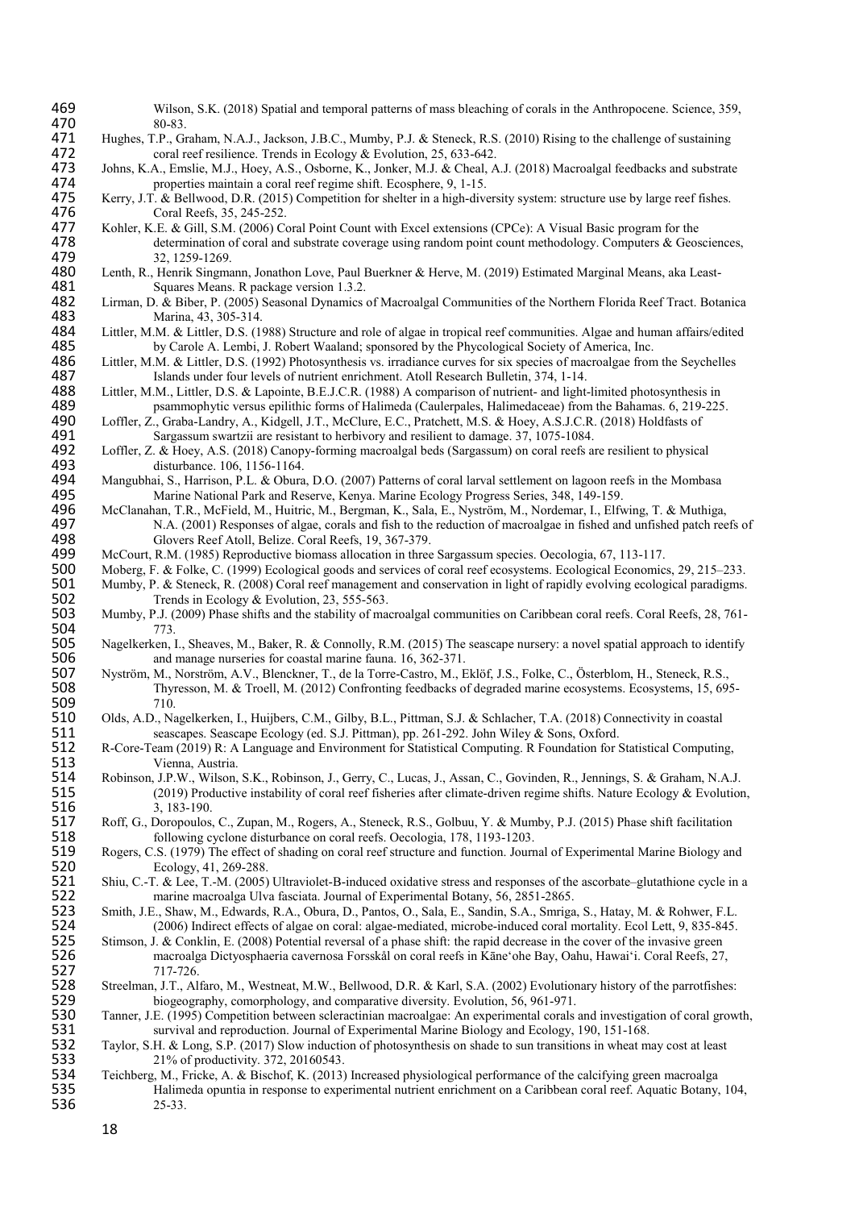Wilson, S.K. (2018) Spatial and temporal patterns of mass bleaching of corals in the Anthropocene. Science, 359, 80-83.

Hughes, T.P., Graham, N.A.J., Jackson, J.B.C., Mumby, P.J. & Steneck, R.S. (2010) Rising to the challenge of sustaining coral reef resilience. Trends in Ecology & Evolution, 25, 633-642.

Johns, K.A., Emslie, M.J., Hoey, A.S., Osborne, K., Jonker, M.J. & Cheal, A.J. (2018) Macroalgal feedbacks and substrate properties maintain a coral reef regime shift. Ecosphere, 9, 1-15.

Kerry, J.T. & Bellwood, D.R. (2015) Competition for shelter in a high-diversity system: structure use by large reef fishes. Coral Reefs, 35, 245-252.

Kohler, K.E. & Gill, S.M. (2006) Coral Point Count with Excel extensions (CPCe): A Visual Basic program for the determination of coral and substrate coverage using random point count methodology. Computers & Geosciences, 32, 1259-1269.

Lenth, R., Henrik Singmann, Jonathon Love, Paul Buerkner & Herve, M. (2019) Estimated Marginal Means, aka Least-Squares Means. R package version 1.3.2.

Lirman, D. & Biber, P. (2005) Seasonal Dynamics of Macroalgal Communities of the Northern Florida Reef Tract. Botanica Marina, 43, 305-314.

Littler, M.M. & Littler, D.S. (1988) Structure and role of algae in tropical reef communities. Algae and human affairs/edited by Carole A. Lembi, J. Robert Waaland; sponsored by the Phycological Society of America, Inc.

Littler, M.M. & Littler, D.S. (1992) Photosynthesis vs. irradiance curves for six species of macroalgae from the Seychelles Islands under four levels of nutrient enrichment. Atoll Research Bulletin, 374, 1-14.

Littler, M.M., Littler, D.S. & Lapointe, B.E.J.C.R. (1988) A comparison of nutrient- and light-limited photosynthesis in psammophytic versus epilithic forms of Halimeda (Caulerpales, Halimedaceae) from the Bahamas. 6, 219-225.

Loffler, Z., Graba-Landry, A., Kidgell, J.T., McClure, E.C., Pratchett, M.S. & Hoey, A.S.J.C.R. (2018) Holdfasts of Sargassum swartzii are resistant to herbivory and resilient to damage. 37, 1075-1084.

Loffler, Z. & Hoey, A.S. (2018) Canopy-forming macroalgal beds (Sargassum) on coral reefs are resilient to physical disturbance. 106, 1156-1164.

Mangubhai, S., Harrison, P.L. & Obura, D.O. (2007) Patterns of coral larval settlement on lagoon reefs in the Mombasa Marine National Park and Reserve, Kenya. Marine Ecology Progress Series, 348, 149-159.

McClanahan, T.R., McField, M., Huitric, M., Bergman, K., Sala, E., Nyström, M., Nordemar, I., Elfwing, T. & Muthiga, N.A. (2001) Responses of algae, corals and fish to the reduction of macroalgae in fished and unfished patch reefs of Glovers Reef Atoll, Belize. Coral Reefs, 19, 367-379.

McCourt, R.M. (1985) Reproductive biomass allocation in three Sargassum species. Oecologia, 67, 113-117.

Moberg, F. & Folke, C. (1999) Ecological goods and services of coral reef ecosystems. Ecological Economics, 29, 215–233.

Mumby, P. & Steneck, R. (2008) Coral reef management and conservation in light of rapidly evolving ecological paradigms. Trends in Ecology & Evolution, 23, 555-563.

Mumby, P.J. (2009) Phase shifts and the stability of macroalgal communities on Caribbean coral reefs. Coral Reefs, 28, 761-773.

Nagelkerken, I., Sheaves, M., Baker, R. & Connolly, R.M. (2015) The seascape nursery: a novel spatial approach to identify and manage nurseries for coastal marine fauna. 16, 362-371.

Nyström, M., Norström, A.V., Blenckner, T., de la Torre-Castro, M., Eklöf, J.S., Folke, C., Österblom, H., Steneck, R.S., Thyresson, M. & Troell, M. (2012) Confronting feedbacks of degraded marine ecosystems. Ecosystems, 15, 695-710.

Olds, A.D., Nagelkerken, I., Huijbers, C.M., Gilby, B.L., Pittman, S.J. & Schlacher, T.A. (2018) Connectivity in coastal seascapes. Seascape Ecology (ed. S.J. Pittman), pp. 261-292. John Wiley & Sons, Oxford.

R-Core-Team (2019) R: A Language and Environment for Statistical Computing. R Foundation for Statistical Computing, Vienna, Austria.

Robinson, J.P.W., Wilson, S.K., Robinson, J., Gerry, C., Lucas, J., Assan, C., Govinden, R., Jennings, S. & Graham, N.A.J. (2019) Productive instability of coral reef fisheries after climate-driven regime shifts. Nature Ecology & Evolution, 3, 183-190.

Roff, G., Doropoulos, C., Zupan, M., Rogers, A., Steneck, R.S., Golbuu, Y. & Mumby, P.J. (2015) Phase shift facilitation following cyclone disturbance on coral reefs. Oecologia, 178, 1193-1203.

Rogers, C.S. (1979) The effect of shading on coral reef structure and function. Journal of Experimental Marine Biology and Ecology, 41, 269-288.

Shiu, C.-T. & Lee, T.-M. (2005) Ultraviolet-B-induced oxidative stress and responses of the ascorbate–glutathione cycle in a marine macroalga Ulva fasciata. Journal of Experimental Botany, 56, 2851-2865.

Smith, J.E., Shaw, M., Edwards, R.A., Obura, D., Pantos, O., Sala, E., Sandin, S.A., Smriga, S., Hatay, M. & Rohwer, F.L. (2006) Indirect effects of algae on coral: algae-mediated, microbe-induced coral mortality. Ecol Lett, 9, 835-845.

Stimson, J. & Conklin, E. (2008) Potential reversal of a phase shift: the rapid decrease in the cover of the invasive green macroalga Dictyosphaeria cavernosa Forsskål on coral reefs in Kāne'ohe Bay, Oahu, Hawai'i. Coral Reefs, 27, 717-726.

Streelman, J.T., Alfaro, M., Westneat, M.W., Bellwood, D.R. & Karl, S.A. (2002) Evolutionary history of the parrotfishes: biogeography, comorphology, and comparative diversity. Evolution, 56, 961-971.

Tanner, J.E. (1995) Competition between scleractinian macroalgae: An experimental corals and investigation of coral growth, survival and reproduction. Journal of Experimental Marine Biology and Ecology, 190, 151-168.

Taylor, S.H. & Long, S.P. (2017) Slow induction of photosynthesis on shade to sun transitions in wheat may cost at least 21% of productivity. 372, 20160543.

Teichberg, M., Fricke, A. & Bischof, K. (2013) Increased physiological performance of the calcifying green macroalga Halimeda opuntia in response to experimental nutrient enrichment on a Caribbean coral reef. Aquatic Botany, 104, 25-33.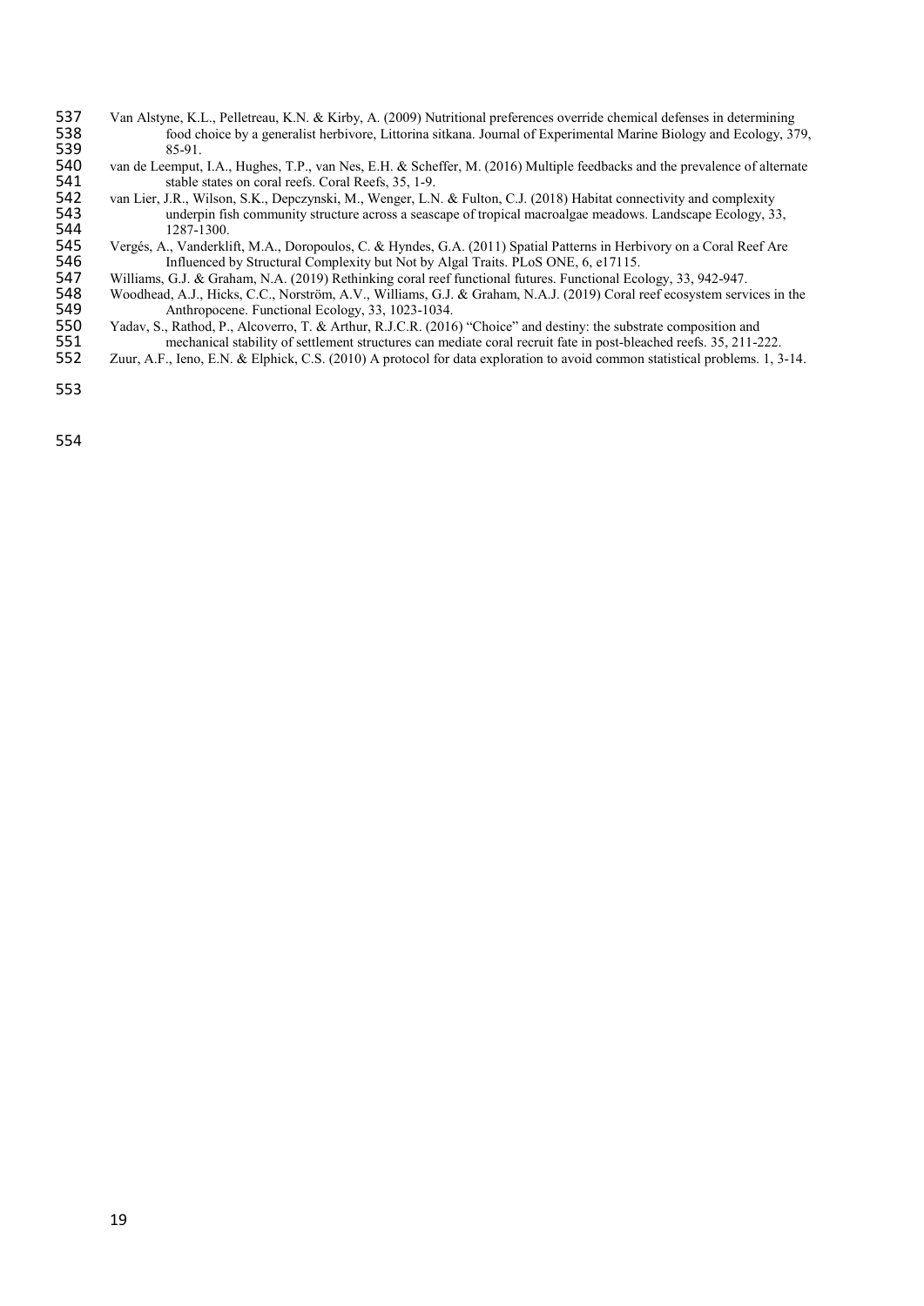Van Alstyne, K.L., Pelletreau, K.N. & Kirby, A. (2009) Nutritional preferences override chemical defenses in determining food choice by a generalist herbivore, Littorina sitkana. Journal of Experimental Marine Biology and Ecology, 379, 85-91.

van de Leemput, I.A., Hughes, T.P., van Nes, E.H. & Scheffer, M. (2016) Multiple feedbacks and the prevalence of alternate stable states on coral reefs. Coral Reefs, 35, 1-9.

van Lier, J.R., Wilson, S.K., Depczynski, M., Wenger, L.N. & Fulton, C.J. (2018) Habitat connectivity and complexity underpin fish community structure across a seascape of tropical macroalgae meadows. Landscape Ecology, 33, 1287-1300.

Vergés, A., Vanderklift, M.A., Doropoulos, C. & Hyndes, G.A. (2011) Spatial Patterns in Herbivory on a Coral Reef Are Influenced by Structural Complexity but Not by Algal Traits. PLoS ONE, 6, e17115.

Williams, G.J. & Graham, N.A. (2019) Rethinking coral reef functional futures. Functional Ecology, 33, 942-947.

Woodhead, A.J., Hicks, C.C., Norström, A.V., Williams, G.J. & Graham, N.A.J. (2019) Coral reef ecosystem services in the Anthropocene. Functional Ecology, 33, 1023-1034.

Yadav, S., Rathod, P., Alcoverro, T. & Arthur, R.J.C.R. (2016) "Choice" and destiny: the substrate composition and mechanical stability of settlement structures can mediate coral recruit fate in post-bleached reefs. 35, 211-222.

Zuur, A.F., Ieno, E.N. & Elphick, C.S. (2010) A protocol for data exploration to avoid common statistical problems. 1, 3-14.